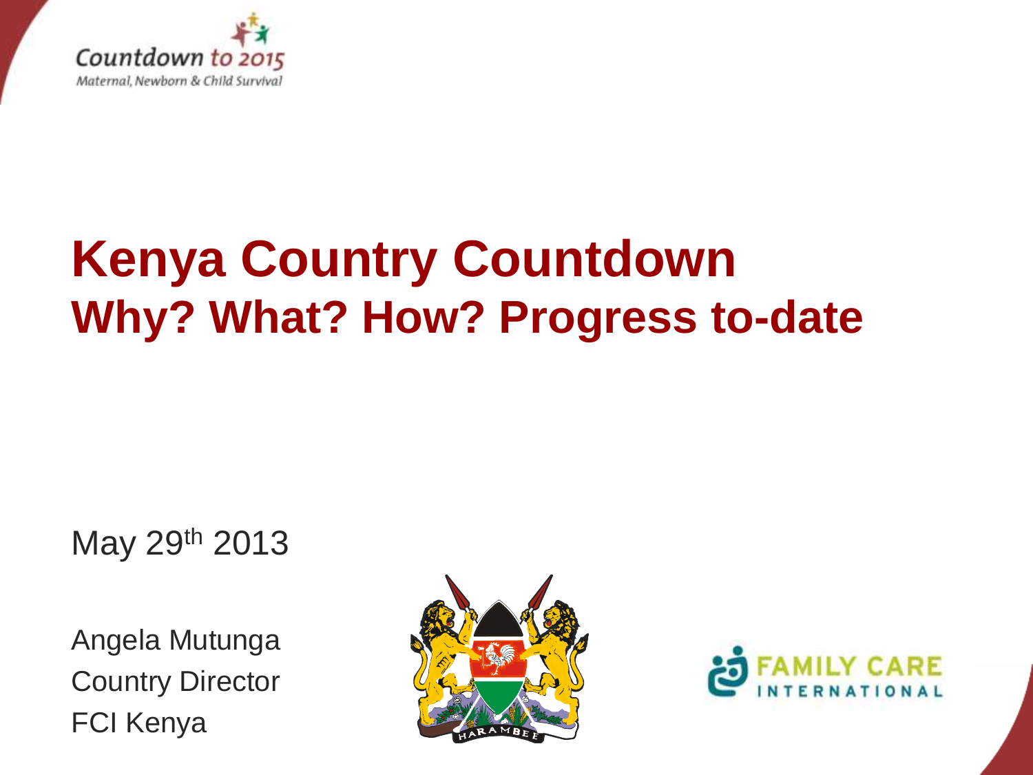Countdown to 2015

Maternal, Newborn & Child Survival

# Kenya Country Countdown

## Why? What? How? Progress to-date

May 29th 2013

Angela Mutunga
Country Director
FCI Kenya

HARAMBEE

FAMILY CARE INTERNATIONAL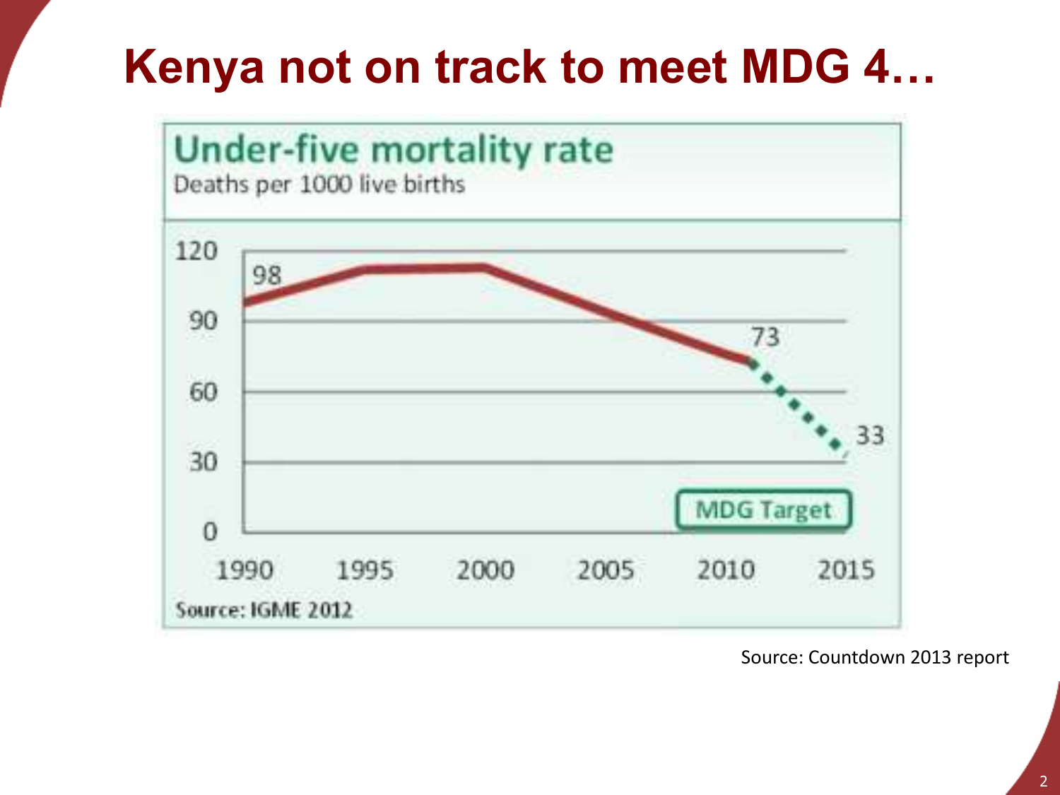# Kenya not on track to meet MDG 4…

**Under-five mortality rate**

Deaths per 1000 live births

| Year | Value |
|---|---|
| 1990 | 98 |
| 2011 | 73 |
| 2015 (MDG Target) | 33 |

Source: IGME 2012

Source: Countdown 2013 report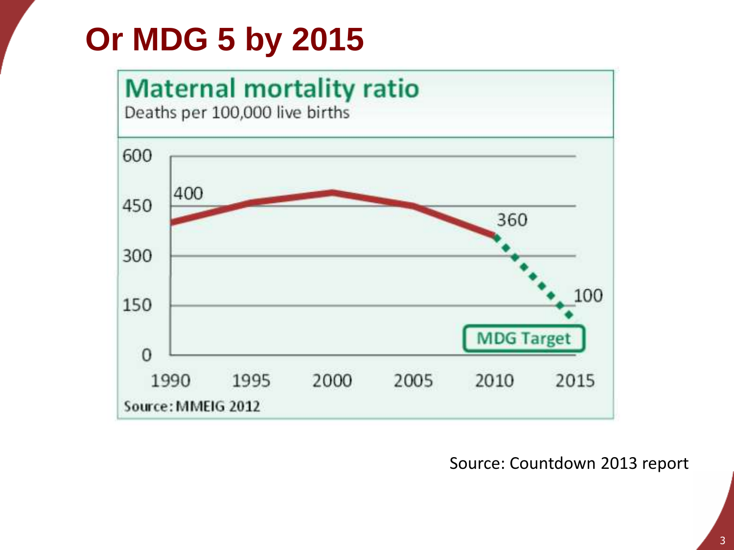# Or MDG 5 by 2015

**Maternal mortality ratio**

Deaths per 100,000 live births

| Year | Value |
| --- | --- |
| 1990 | 400 |
| 2010 | 360 |
| 2015 (MDG Target) | 100 |

Source: MMEIG 2012

Source: Countdown 2013 report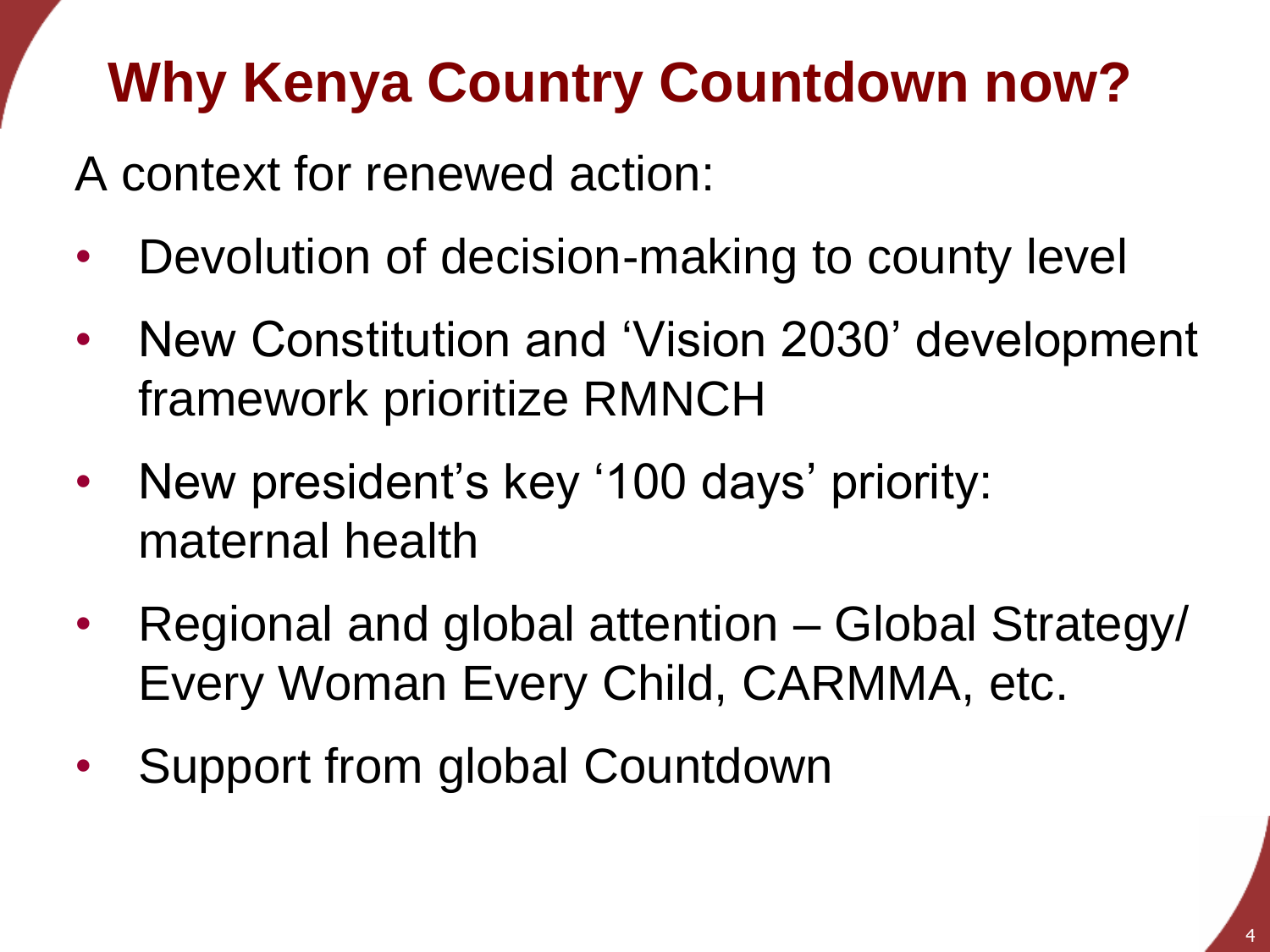# Why Kenya Country Countdown now?

A context for renewed action:

- Devolution of decision-making to county level
- New Constitution and 'Vision 2030' development framework prioritize RMNCH
- New president's key '100 days' priority: maternal health
- Regional and global attention – Global Strategy/ Every Woman Every Child, CARMMA, etc.
- Support from global Countdown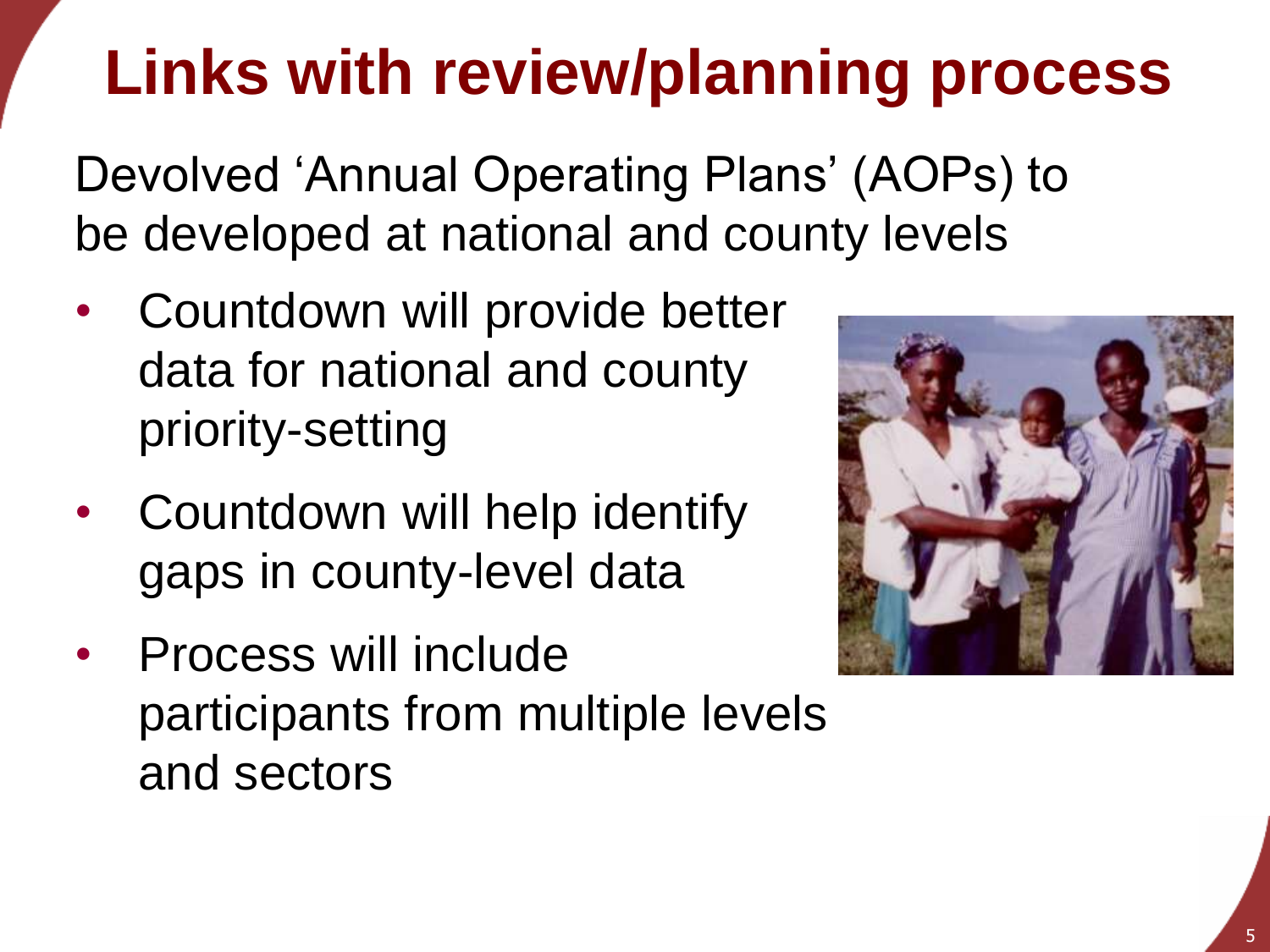# Links with review/planning process

Devolved 'Annual Operating Plans' (AOPs) to be developed at national and county levels

- Countdown will provide better data for national and county priority-setting
- Countdown will help identify gaps in county-level data
- Process will include participants from multiple levels and sectors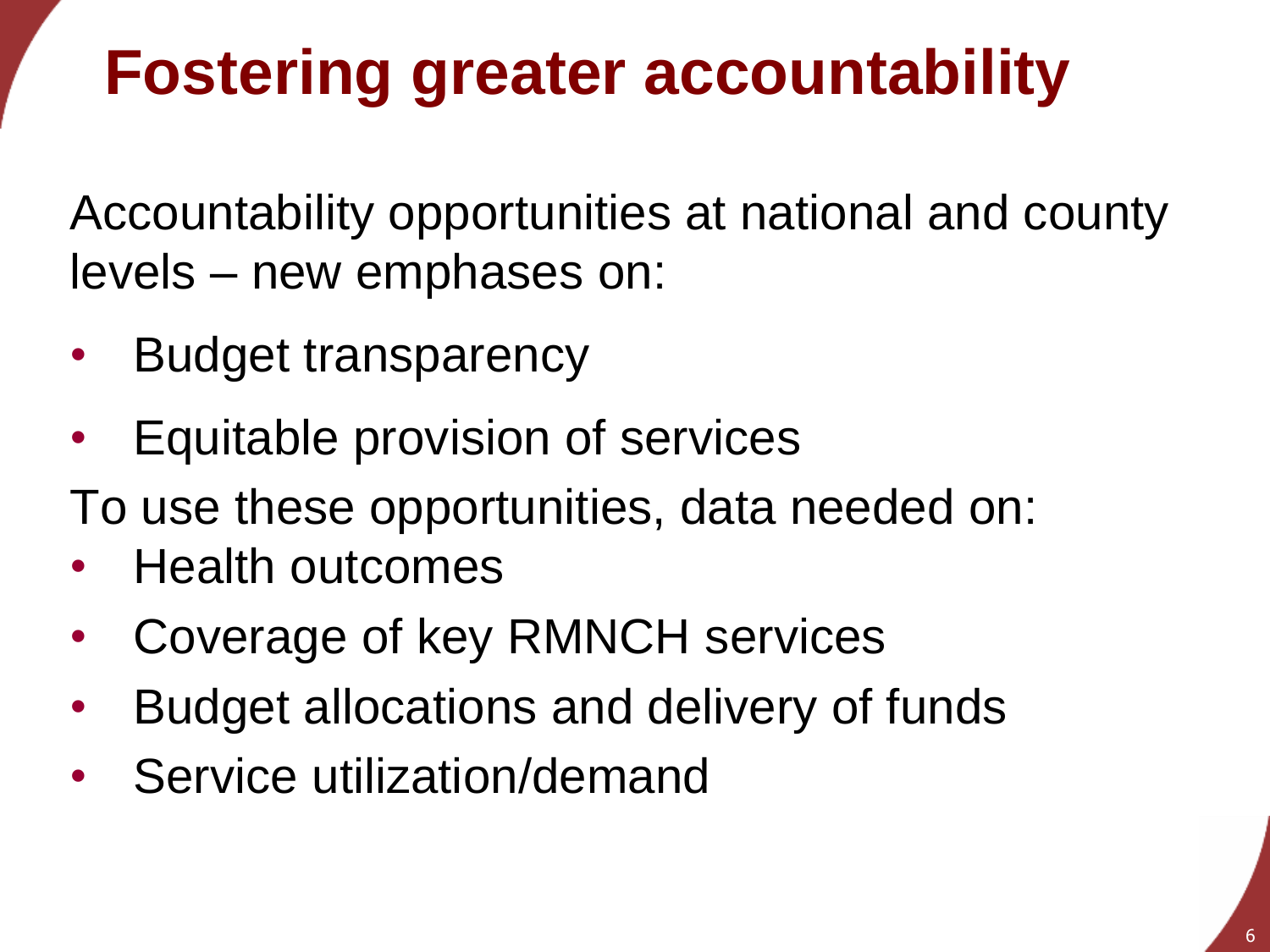# Fostering greater accountability

Accountability opportunities at national and county levels – new emphases on:

- Budget transparency
- Equitable provision of services

To use these opportunities, data needed on:

- Health outcomes
- Coverage of key RMNCH services
- Budget allocations and delivery of funds
- Service utilization/demand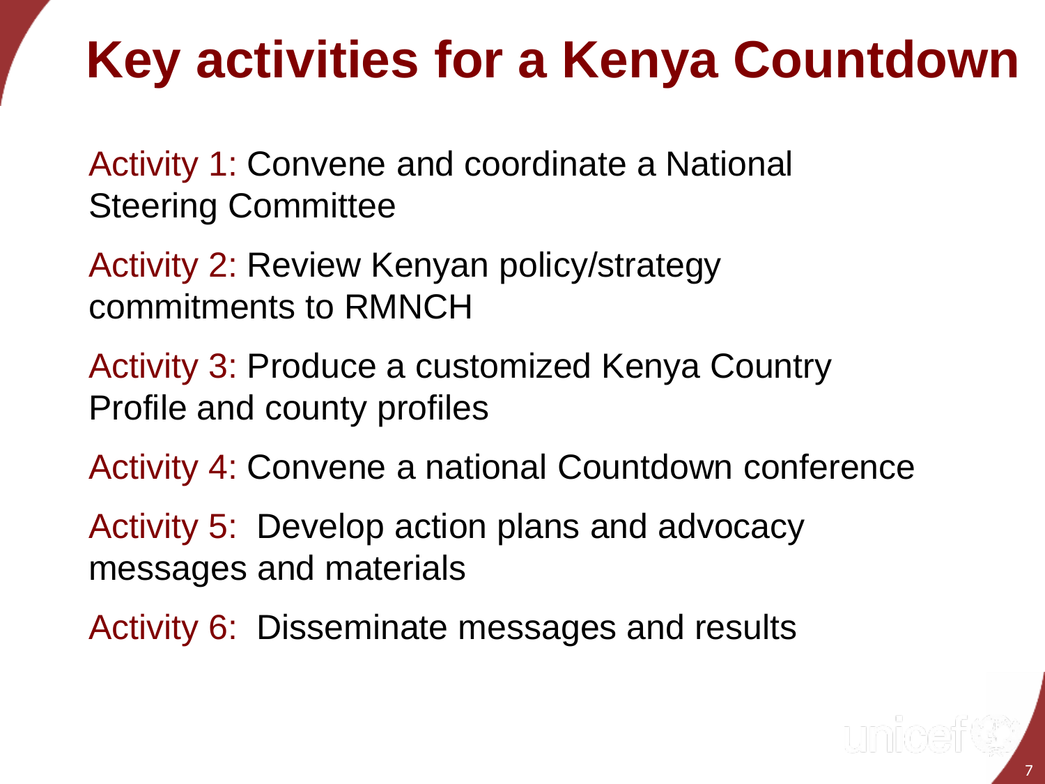# Key activities for a Kenya Countdown

Activity 1: Convene and coordinate a National Steering Committee

Activity 2: Review Kenyan policy/strategy commitments to RMNCH

Activity 3: Produce a customized Kenya Country Profile and county profiles

Activity 4: Convene a national Countdown conference

Activity 5: Develop action plans and advocacy messages and materials

Activity 6: Disseminate messages and results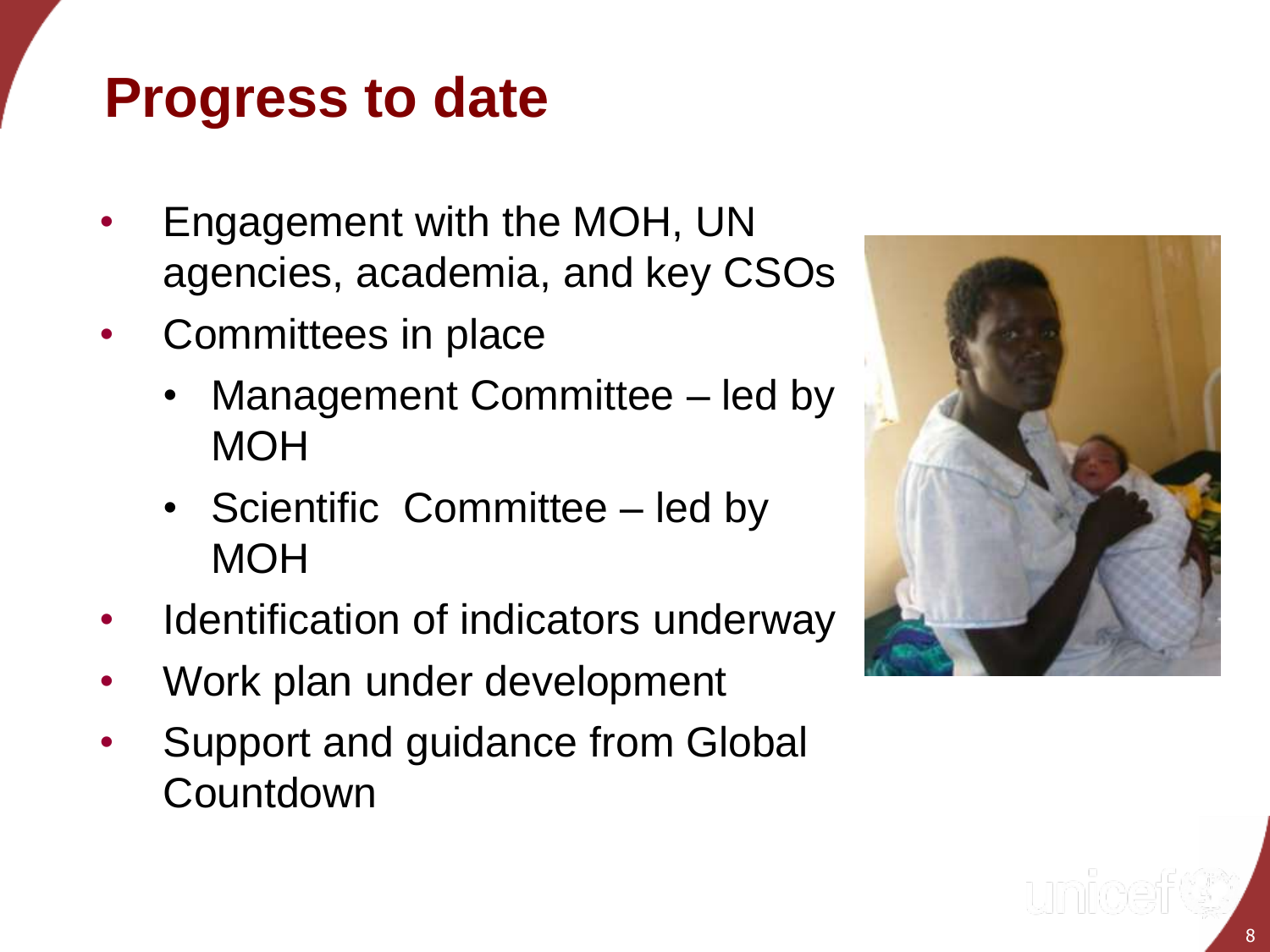# Progress to date

- Engagement with the MOH, UN agencies, academia, and key CSOs
- Committees in place
  - Management Committee – led by MOH
  - Scientific Committee – led by MOH
- Identification of indicators underway
- Work plan under development
- Support and guidance from Global Countdown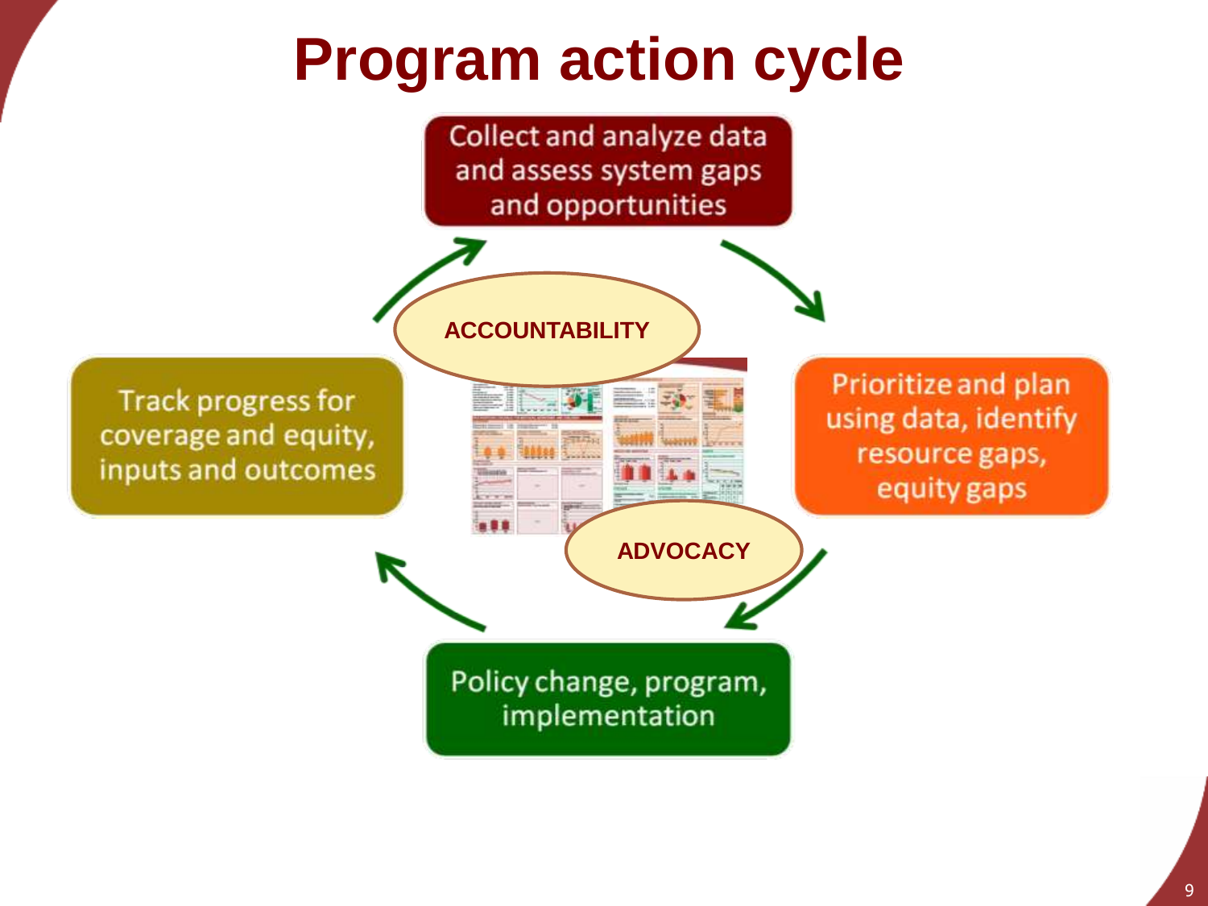# Program action cycle

Collect and analyze data and assess system gaps and opportunities

Prioritize and plan using data, identify resource gaps, equity gaps

Policy change, program, implementation

Track progress for coverage and equity, inputs and outcomes

ACCOUNTABILITY

ADVOCACY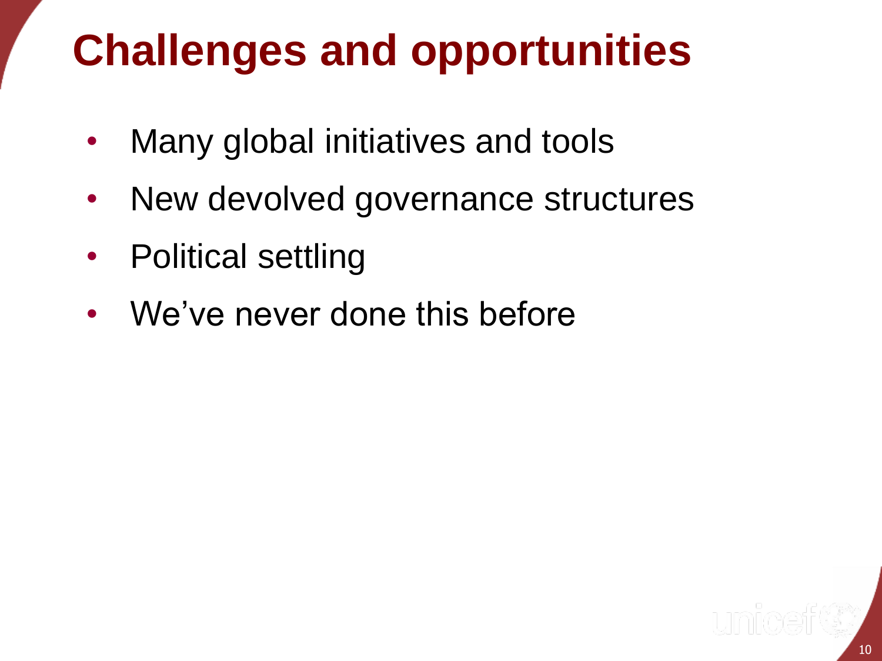# Challenges and opportunities

- Many global initiatives and tools
- New devolved governance structures
- Political settling
- We've never done this before